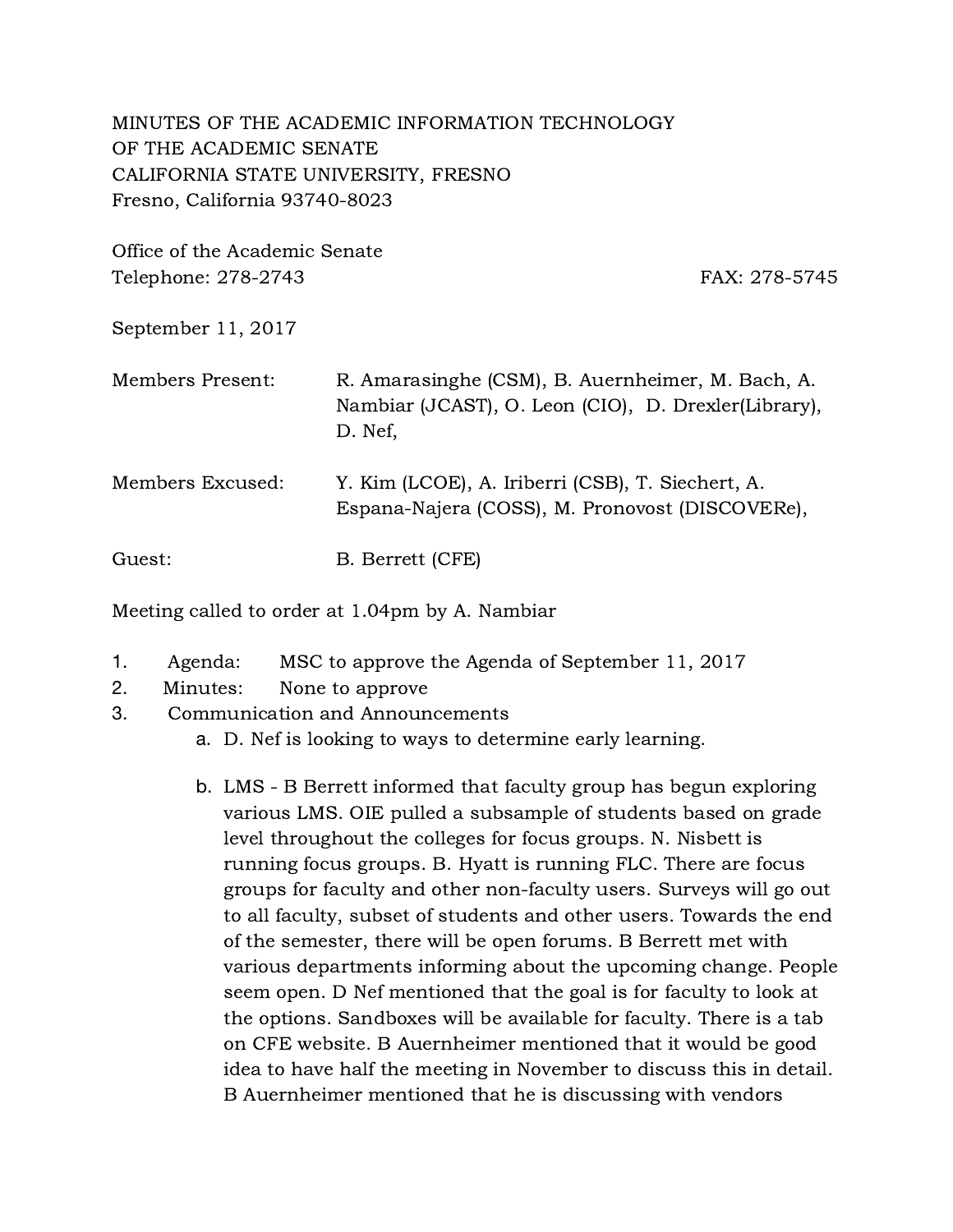MINUTES OF THE ACADEMIC INFORMATION TECHNOLOGY
OF THE ACADEMIC SENATE
CALIFORNIA STATE UNIVERSITY, FRESNO
Fresno, California 93740-8023

Office of the Academic Senate
Telephone: 278-2743 FAX: 278-5745

September 11, 2017

Members Present: R. Amarasinghe (CSM), B. Auernheimer, M. Bach, A. Nambiar (JCAST), O. Leon (CIO), D. Drexler(Library), D. Nef,

Members Excused: Y. Kim (LCOE), A. Iriberri (CSB), T. Siechert, A. Espana-Najera (COSS), M. Pronovost (DISCOVERe),

Guest: B. Berrett (CFE)

Meeting called to order at 1.04pm by A. Nambiar

1. Agenda: MSC to approve the Agenda of September 11, 2017
2. Minutes: None to approve
3. Communication and Announcements
   a. D. Nef is looking to ways to determine early learning.

   b. LMS - B Berrett informed that faculty group has begun exploring various LMS. OIE pulled a subsample of students based on grade level throughout the colleges for focus groups. N. Nisbett is running focus groups. B. Hyatt is running FLC. There are focus groups for faculty and other non-faculty users. Surveys will go out to all faculty, subset of students and other users. Towards the end of the semester, there will be open forums. B Berrett met with various departments informing about the upcoming change. People seem open. D Nef mentioned that the goal is for faculty to look at the options. Sandboxes will be available for faculty. There is a tab on CFE website. B Auernheimer mentioned that it would be good idea to have half the meeting in November to discuss this in detail. B Auernheimer mentioned that he is discussing with vendors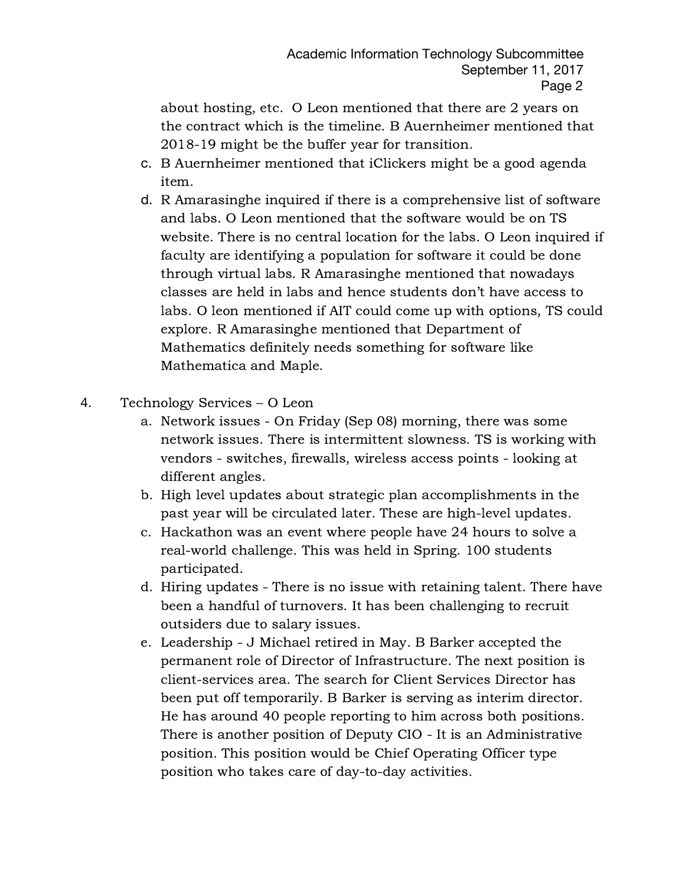about hosting, etc. O Leon mentioned that there are 2 years on the contract which is the timeline. B Auernheimer mentioned that 2018-19 might be the buffer year for transition.

c. B Auernheimer mentioned that iClickers might be a good agenda item.

d. R Amarasinghe inquired if there is a comprehensive list of software and labs. O Leon mentioned that the software would be on TS website. There is no central location for the labs. O Leon inquired if faculty are identifying a population for software it could be done through virtual labs. R Amarasinghe mentioned that nowadays classes are held in labs and hence students don't have access to labs. O leon mentioned if AIT could come up with options, TS could explore. R Amarasinghe mentioned that Department of Mathematics definitely needs something for software like Mathematica and Maple.

4. Technology Services – O Leon

   a. Network issues - On Friday (Sep 08) morning, there was some network issues. There is intermittent slowness. TS is working with vendors - switches, firewalls, wireless access points - looking at different angles.

   b. High level updates about strategic plan accomplishments in the past year will be circulated later. These are high-level updates.

   c. Hackathon was an event where people have 24 hours to solve a real-world challenge. This was held in Spring. 100 students participated.

   d. Hiring updates - There is no issue with retaining talent. There have been a handful of turnovers. It has been challenging to recruit outsiders due to salary issues.

   e. Leadership - J Michael retired in May. B Barker accepted the permanent role of Director of Infrastructure. The next position is client-services area. The search for Client Services Director has been put off temporarily. B Barker is serving as interim director. He has around 40 people reporting to him across both positions. There is another position of Deputy CIO - It is an Administrative position. This position would be Chief Operating Officer type position who takes care of day-to-day activities.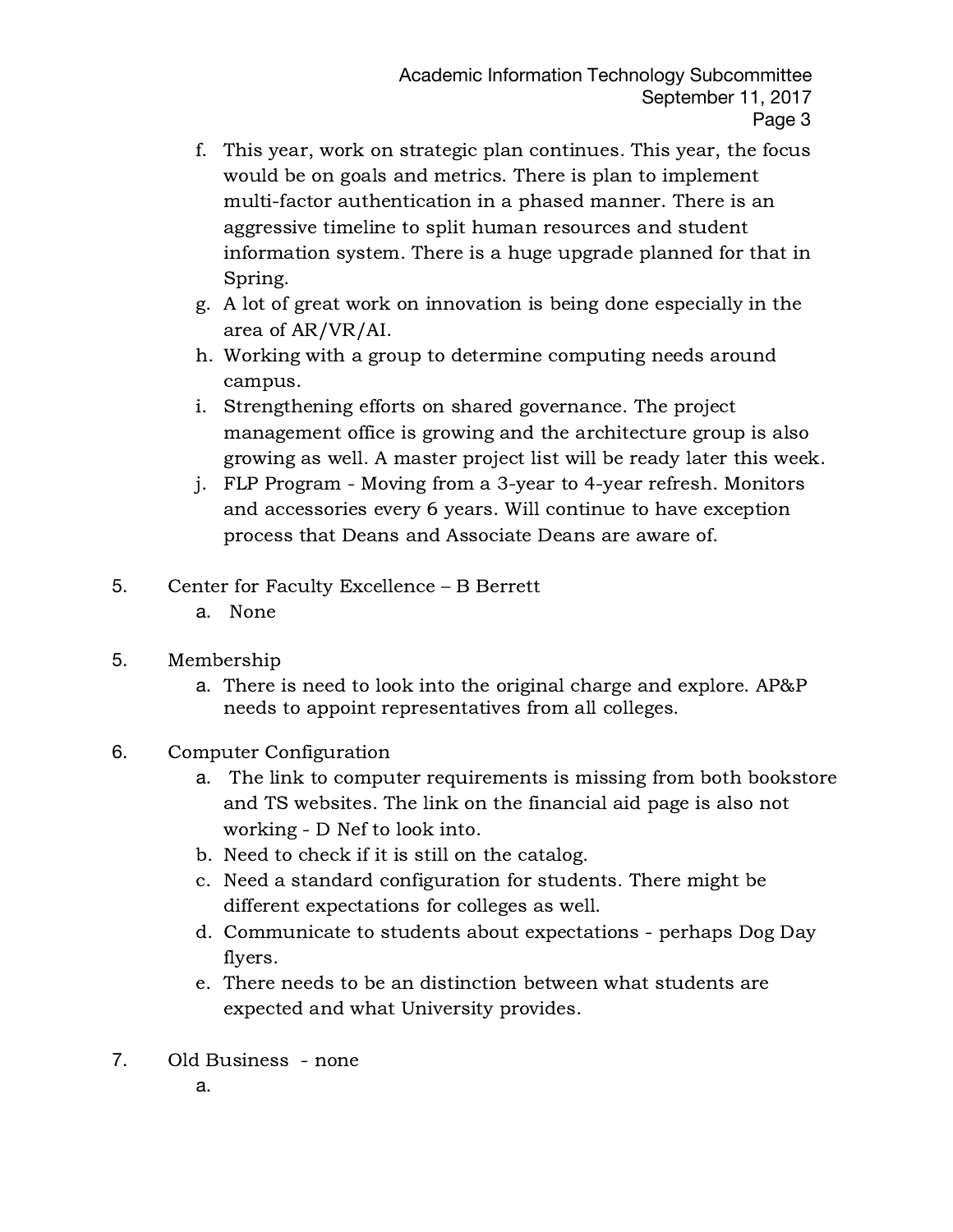f. This year, work on strategic plan continues. This year, the focus would be on goals and metrics. There is plan to implement multi-factor authentication in a phased manner. There is an aggressive timeline to split human resources and student information system. There is a huge upgrade planned for that in Spring.

g. A lot of great work on innovation is being done especially in the area of AR/VR/AI.

h. Working with a group to determine computing needs around campus.

i. Strengthening efforts on shared governance. The project management office is growing and the architecture group is also growing as well. A master project list will be ready later this week.

j. FLP Program - Moving from a 3-year to 4-year refresh. Monitors and accessories every 6 years. Will continue to have exception process that Deans and Associate Deans are aware of.

5. Center for Faculty Excellence – B Berrett

   a. None

5. Membership

   a. There is need to look into the original charge and explore. AP&P needs to appoint representatives from all colleges.

6. Computer Configuration

   a. The link to computer requirements is missing from both bookstore and TS websites. The link on the financial aid page is also not working - D Nef to look into.

   b. Need to check if it is still on the catalog.

   c. Need a standard configuration for students. There might be different expectations for colleges as well.

   d. Communicate to students about expectations - perhaps Dog Day flyers.

   e. There needs to be an distinction between what students are expected and what University provides.

7. Old Business - none

   a.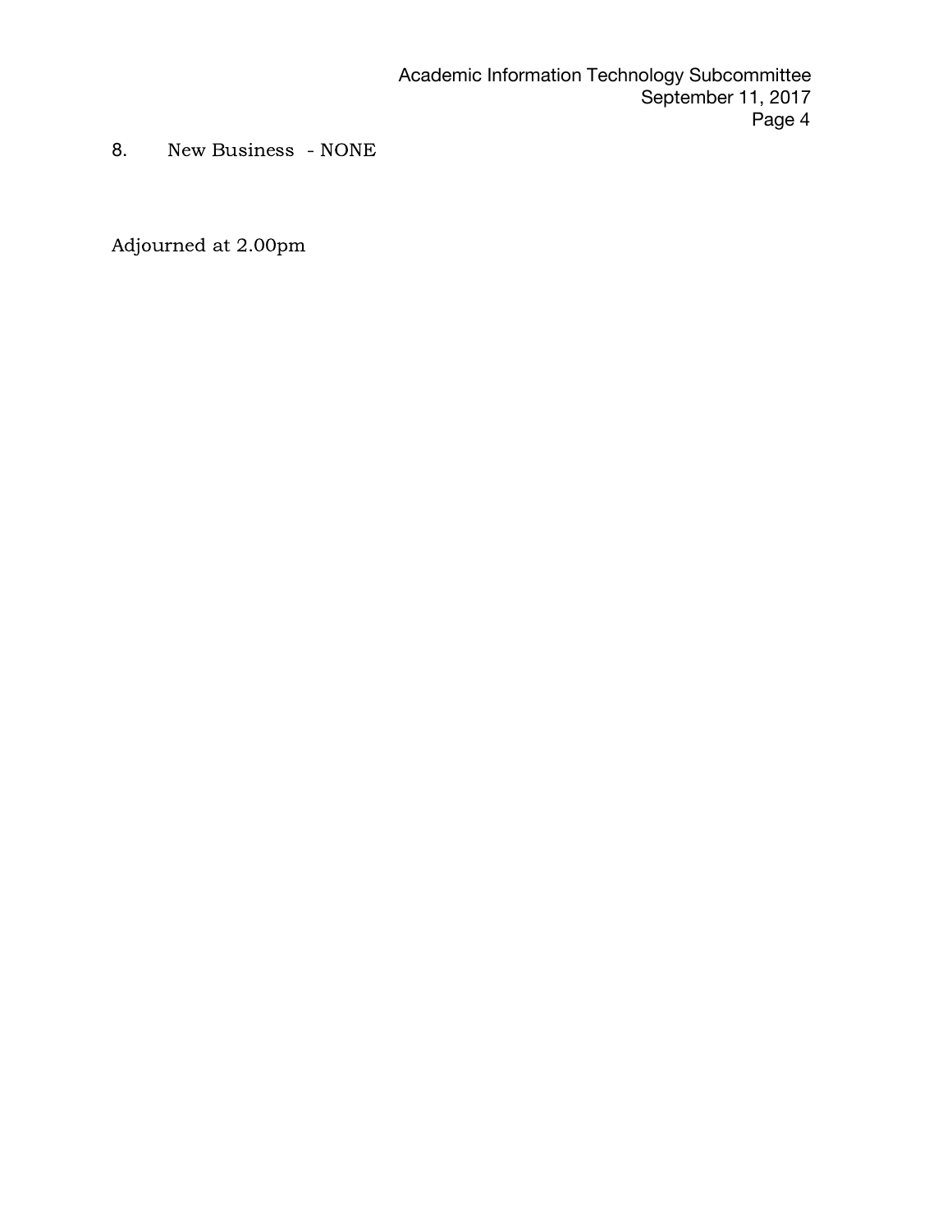8. New Business - NONE

Adjourned at 2.00pm